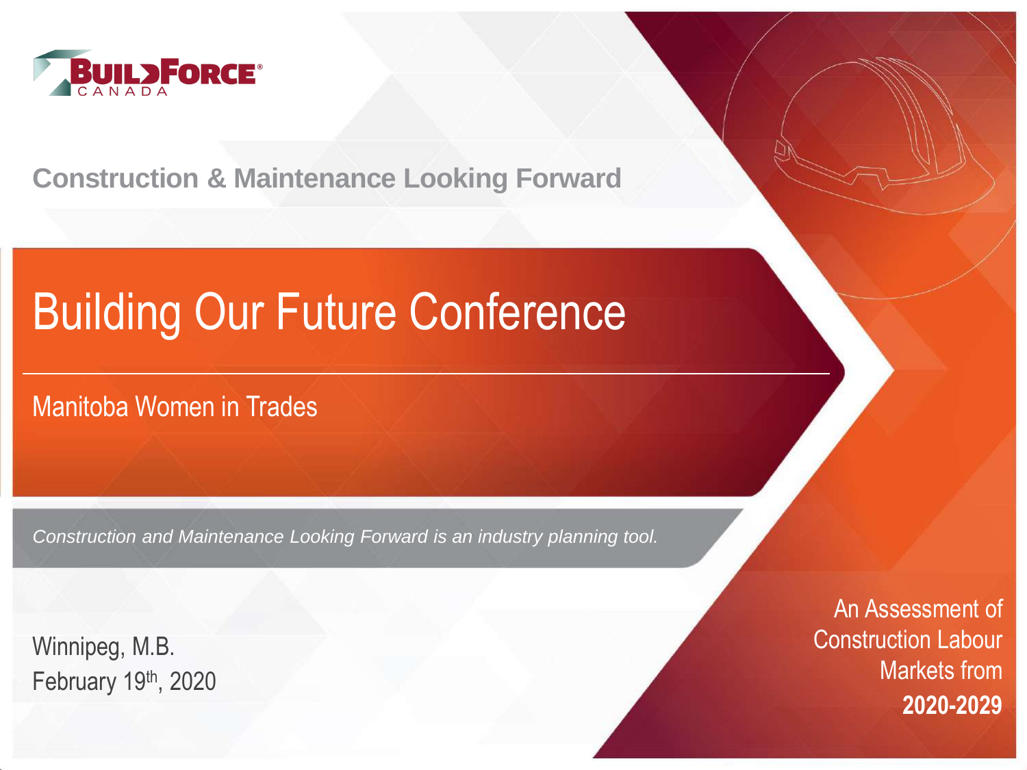BUILDFORCE CANADA

## Construction & Maintenance Looking Forward

# Building Our Future Conference

Manitoba Women in Trades

*Construction and Maintenance Looking Forward is an industry planning tool.*

Winnipeg, M.B.
February 19th, 2020

An Assessment of Construction Labour Markets from **2020-2029**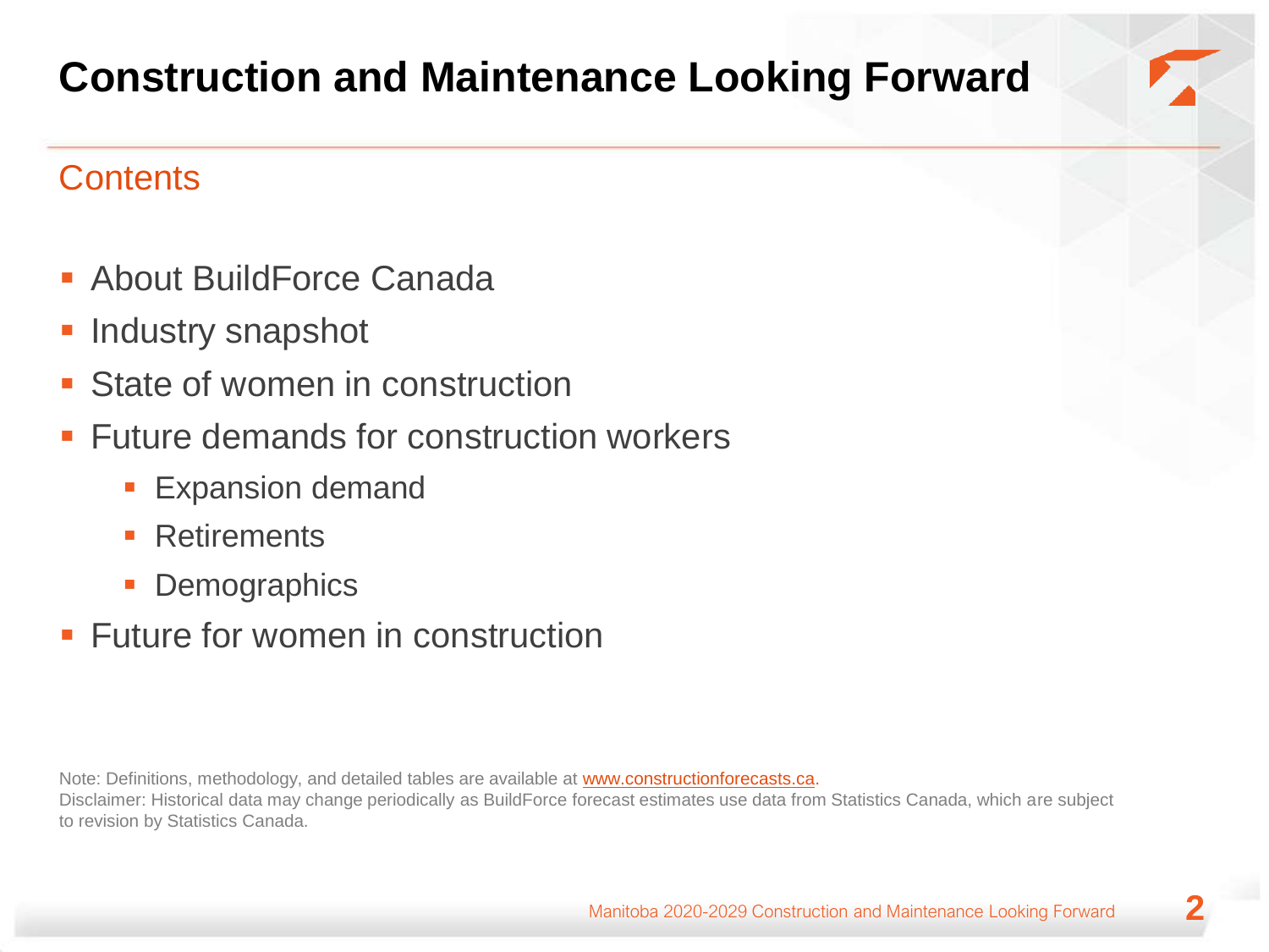# Construction and Maintenance Looking Forward

## Contents

- About BuildForce Canada
- Industry snapshot
- State of women in construction
- Future demands for construction workers
  - Expansion demand
  - Retirements
  - Demographics
- Future for women in construction

Note: Definitions, methodology, and detailed tables are available at www.constructionforecasts.ca.
Disclaimer: Historical data may change periodically as BuildForce forecast estimates use data from Statistics Canada, which are subject to revision by Statistics Canada.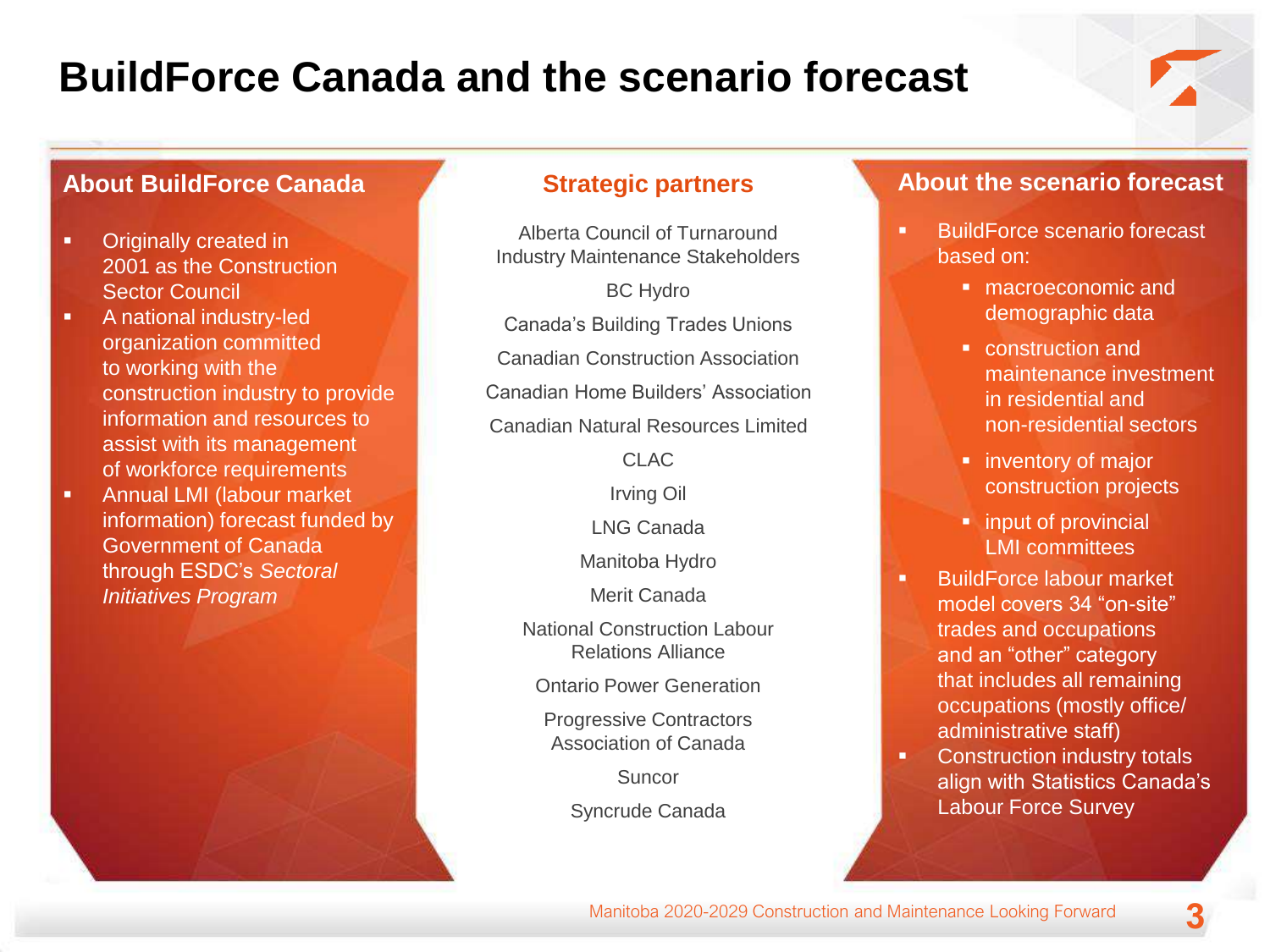# BuildForce Canada and the scenario forecast

## About BuildForce Canada

- Originally created in 2001 as the Construction Sector Council
- A national industry-led organization committed to working with the construction industry to provide information and resources to assist with its management of workforce requirements
- Annual LMI (labour market information) forecast funded by Government of Canada through ESDC's *Sectoral Initiatives Program*

## Strategic partners

Alberta Council of Turnaround Industry Maintenance Stakeholders

BC Hydro

Canada's Building Trades Unions

Canadian Construction Association

Canadian Home Builders' Association

Canadian Natural Resources Limited

CLAC

Irving Oil

LNG Canada

Manitoba Hydro

Merit Canada

National Construction Labour Relations Alliance

Ontario Power Generation

Progressive Contractors Association of Canada

Suncor

Syncrude Canada

## About the scenario forecast

- BuildForce scenario forecast based on:
  - macroeconomic and demographic data
  - construction and maintenance investment in residential and non-residential sectors
  - inventory of major construction projects
  - input of provincial LMI committees
- BuildForce labour market model covers 34 "on-site" trades and occupations and an "other" category that includes all remaining occupations (mostly office/ administrative staff)
- Construction industry totals align with Statistics Canada's Labour Force Survey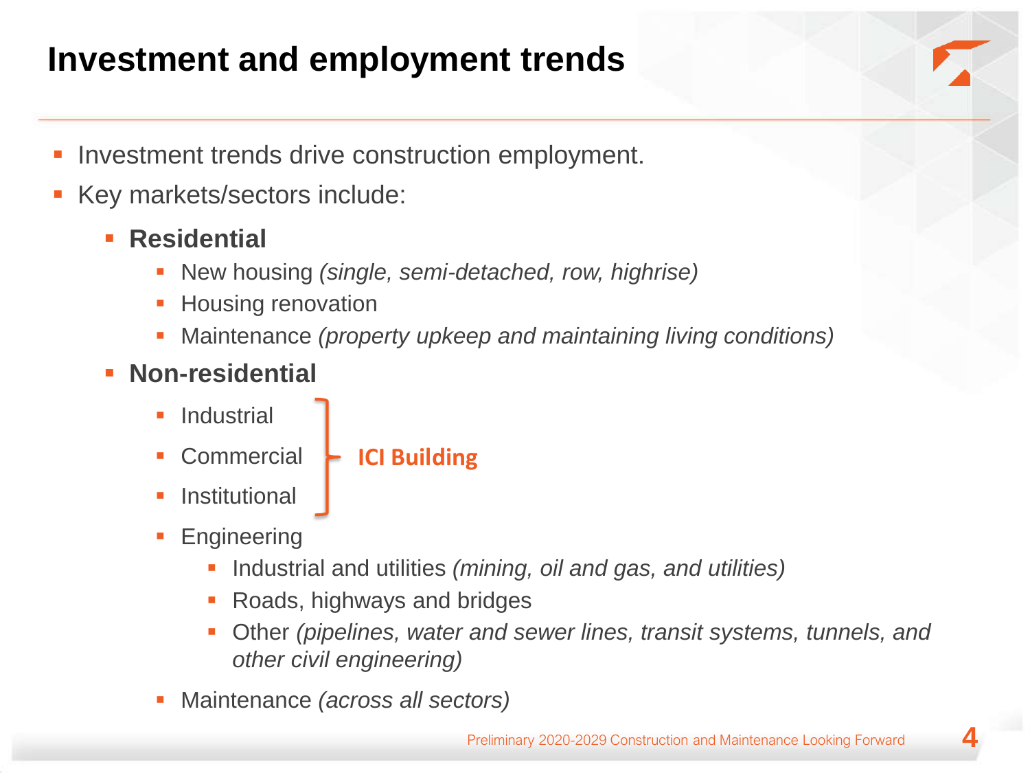# Investment and employment trends

- Investment trends drive construction employment.
- Key markets/sectors include:
  - **Residential**
    - New housing *(single, semi-detached, row, highrise)*
    - Housing renovation
    - Maintenance *(property upkeep and maintaining living conditions)*
  - **Non-residential**
    - Industrial
    - Commercial
    - Institutional

      } **ICI Building**
    - Engineering
      - Industrial and utilities *(mining, oil and gas, and utilities)*
      - Roads, highways and bridges
      - Other *(pipelines, water and sewer lines, transit systems, tunnels, and other civil engineering)*
    - Maintenance *(across all sectors)*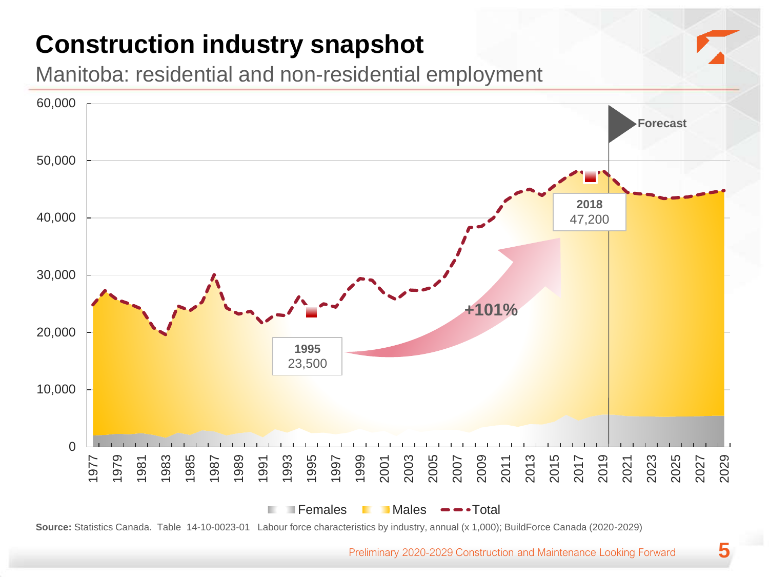# Construction industry snapshot

## Manitoba: residential and non-residential employment

60,000
50,000
40,000
30,000
20,000
10,000
0

Forecast

2018
47,200

1995
23,500

+101%

1977 1979 1981 1983 1985 1987 1989 1991 1993 1995 1997 1999 2001 2003 2005 2007 2009 2011 2013 2015 2017 2019 2021 2023 2025 2027 2029

Females Males Total

**Source:** Statistics Canada. Table 14-10-0023-01 Labour force characteristics by industry, annual (x 1,000); BuildForce Canada (2020-2029)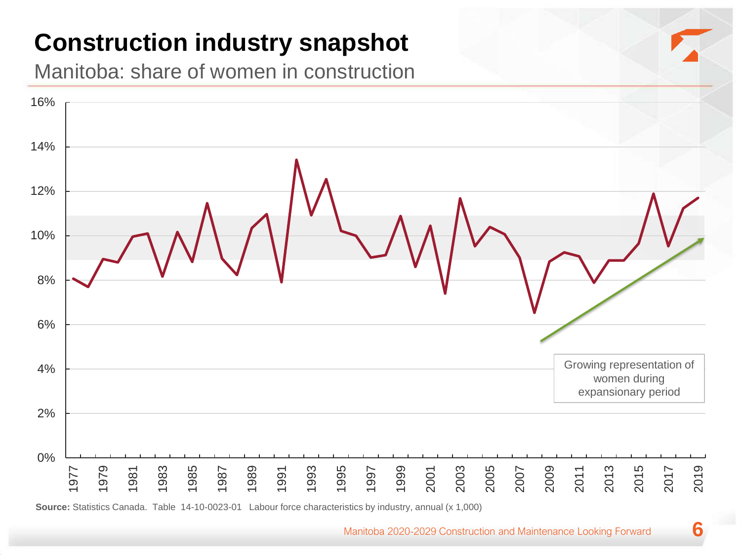# Construction industry snapshot

## Manitoba: share of women in construction

16%
14%
12%
10%
8%
6%
4%
2%
0%

1977 1979 1981 1983 1985 1987 1989 1991 1993 1995 1997 1999 2001 2003 2005 2007 2009 2011 2013 2015 2017 2019

Growing representation of women during expansionary period

**Source:** Statistics Canada. Table 14-10-0023-01 Labour force characteristics by industry, annual (x 1,000)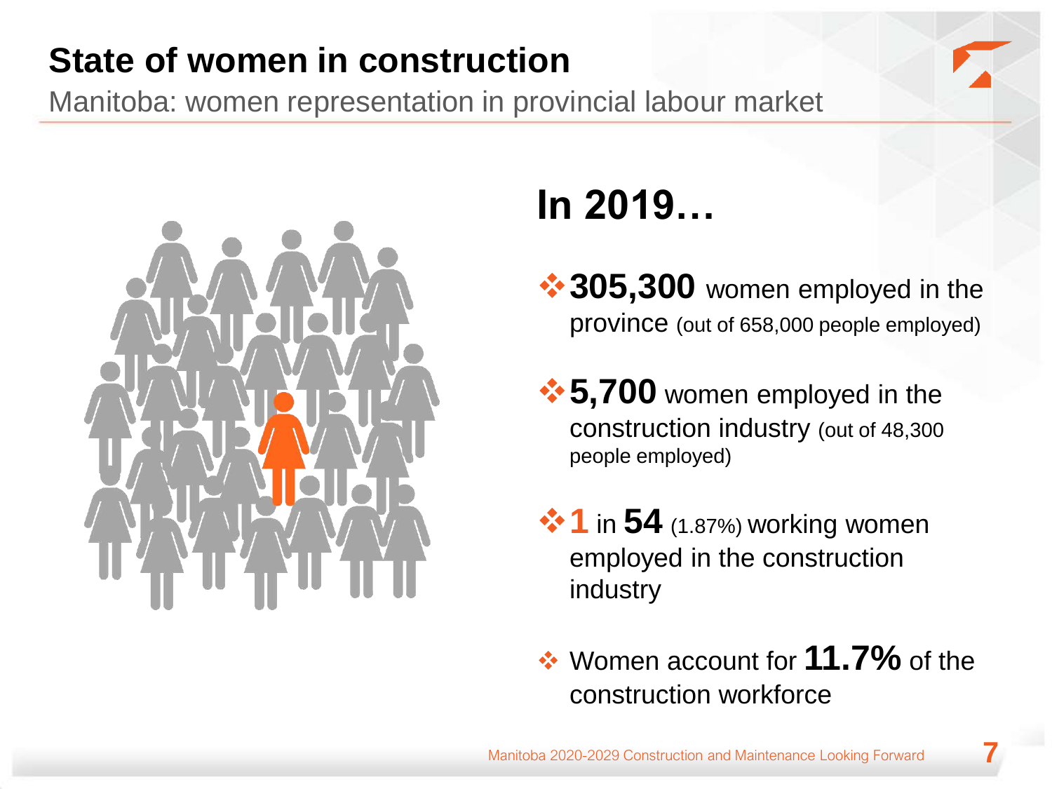# State of women in construction

Manitoba: women representation in provincial labour market

## In 2019…

- **305,300** women employed in the province (out of 658,000 people employed)
- **5,700** women employed in the construction industry (out of 48,300 people employed)
- **1** in **54** (1.87%) working women employed in the construction industry
- Women account for **11.7%** of the construction workforce

Manitoba 2020-2029 Construction and Maintenance Looking Forward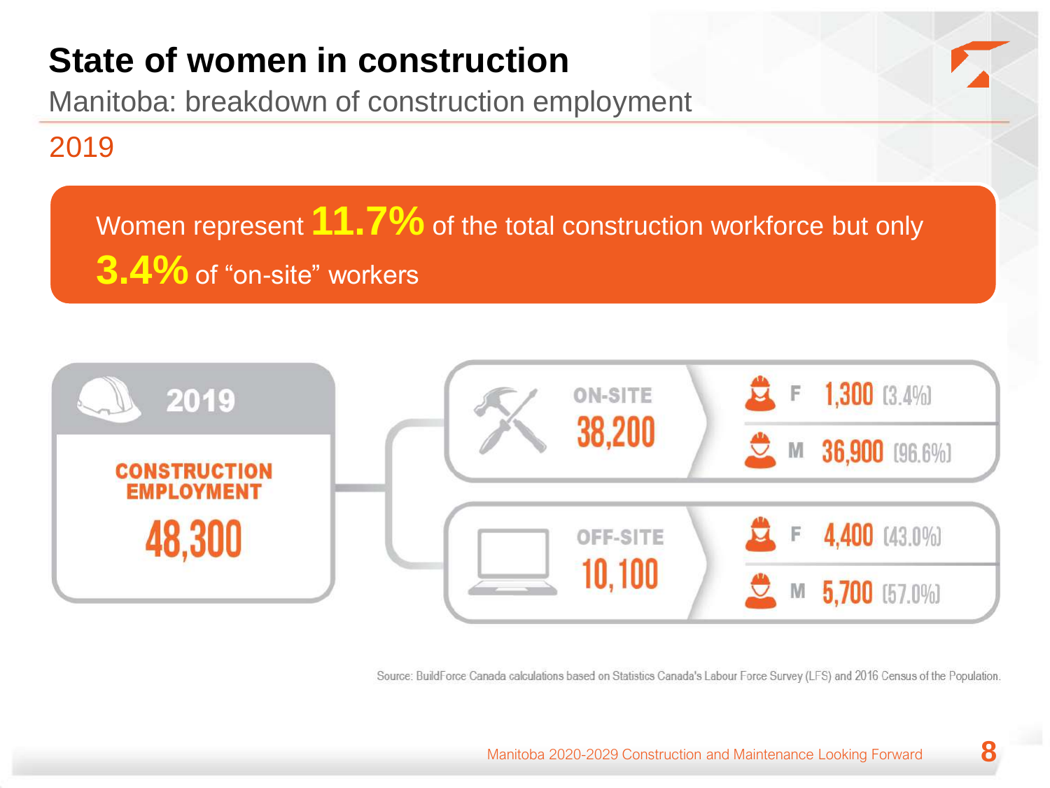# State of women in construction

Manitoba: breakdown of construction employment

2019

Women represent **11.7%** of the total construction workforce but only **3.4%** of "on-site" workers

2019

CONSTRUCTION EMPLOYMENT

48,300

ON-SITE

38,200

F 1,300 (3.4%)

M 36,900 (96.6%)

OFF-SITE

10,100

F 4,400 (43.0%)

M 5,700 (57.0%)

Source: BuildForce Canada calculations based on Statistics Canada's Labour Force Survey (LFS) and 2016 Census of the Population.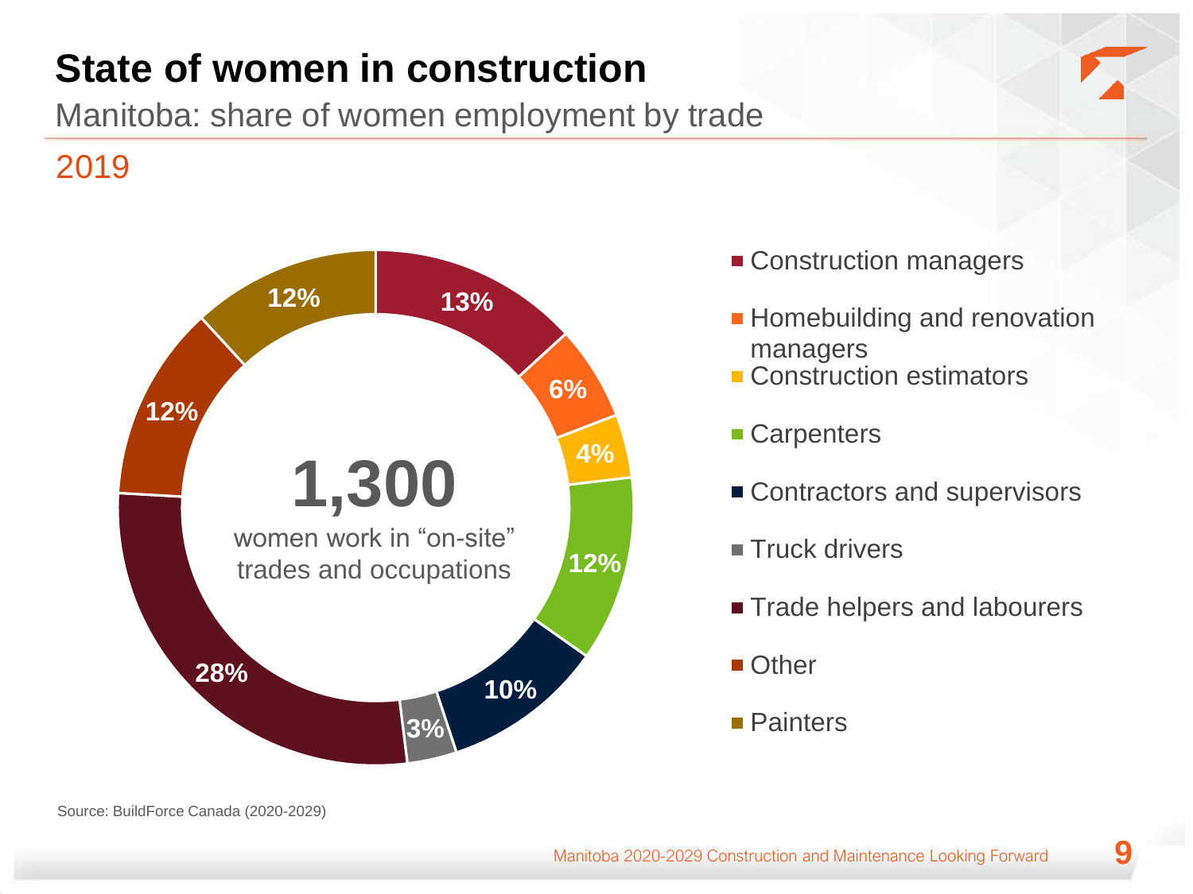# State of women in construction

Manitoba: share of women employment by trade

2019

13%
6%
4%
12%
10%
3%
28%
12%
12%

**1,300**
women work in "on-site" trades and occupations

- Construction managers
- Homebuilding and renovation managers
- Construction estimators
- Carpenters
- Contractors and supervisors
- Truck drivers
- Trade helpers and labourers
- Other
- Painters

Source: BuildForce Canada (2020-2029)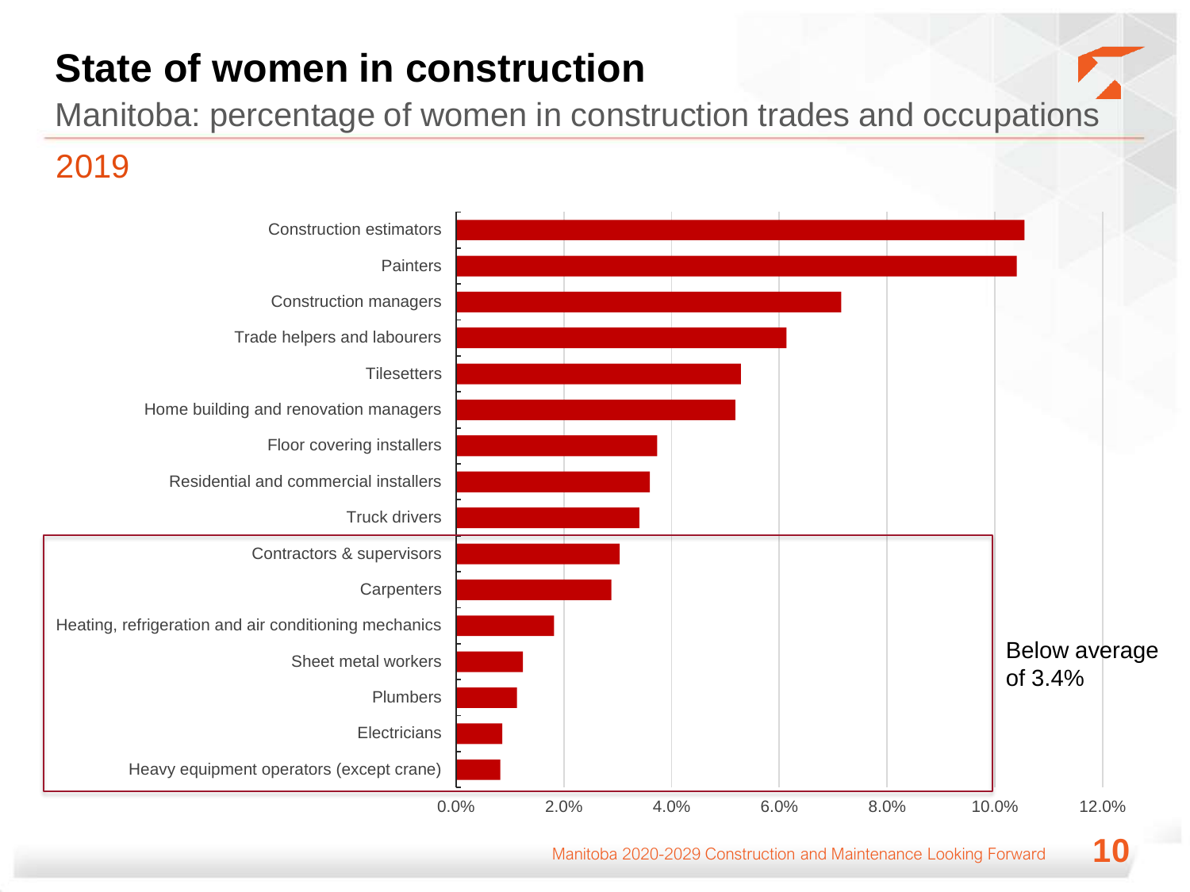# State of women in construction

Manitoba: percentage of women in construction trades and occupations

2019

Construction estimators
Painters
Construction managers
Trade helpers and labourers
Tilesetters
Home building and renovation managers
Floor covering installers
Residential and commercial installers
Truck drivers
Contractors & supervisors
Carpenters
Heating, refrigeration and air conditioning mechanics
Sheet metal workers
Plumbers
Electricians
Heavy equipment operators (except crane)

0.0% 2.0% 4.0% 6.0% 8.0% 10.0% 12.0%

Below average of 3.4%

Manitoba 2020-2029 Construction and Maintenance Looking Forward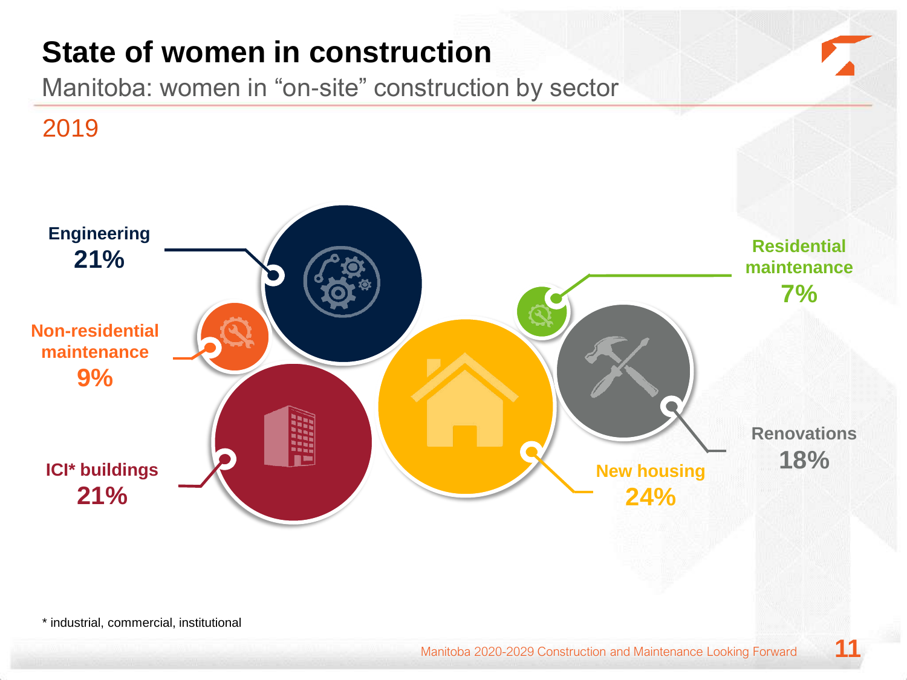# State of women in construction

Manitoba: women in "on-site" construction by sector

2019

Engineering
21%

Non-residential maintenance
9%

ICI* buildings
21%

Residential maintenance
7%

Renovations
18%

New housing
24%

\* industrial, commercial, institutional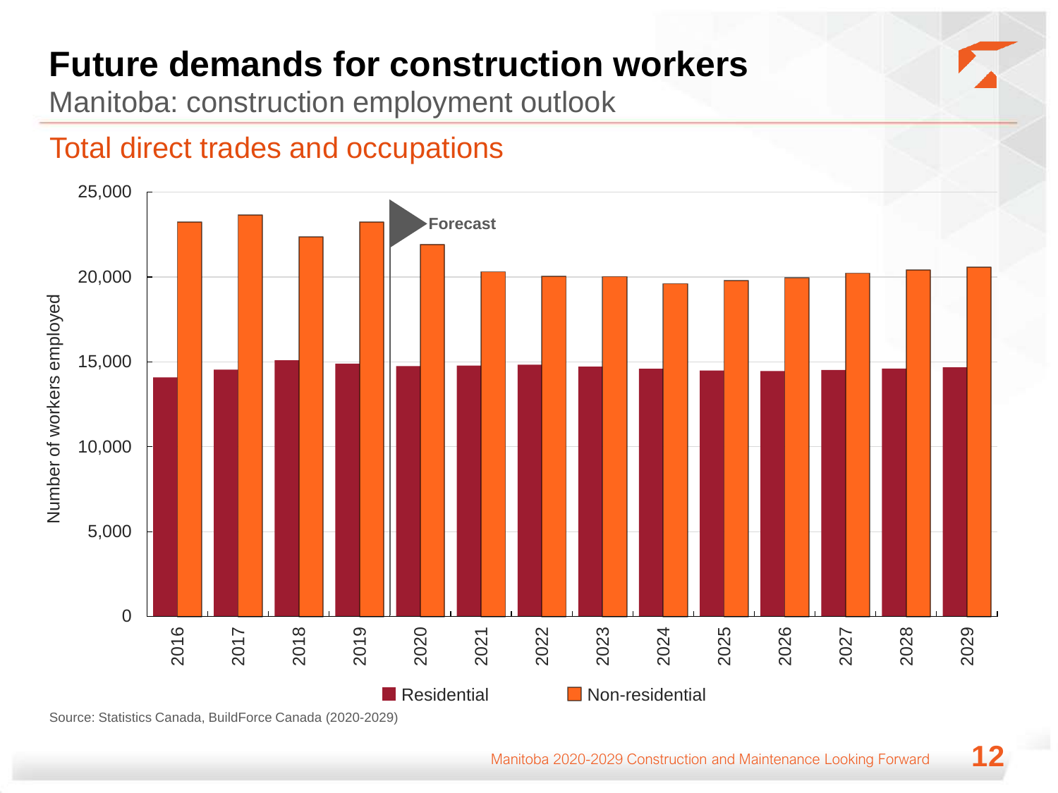# Future demands for construction workers

Manitoba: construction employment outlook

## Total direct trades and occupations

25,000
20,000
15,000
10,000
5,000
0

Number of workers employed

Forecast

2016 2017 2018 2019 2020 2021 2022 2023 2024 2025 2026 2027 2028 2029

Residential
Non-residential

Source: Statistics Canada, BuildForce Canada (2020-2029)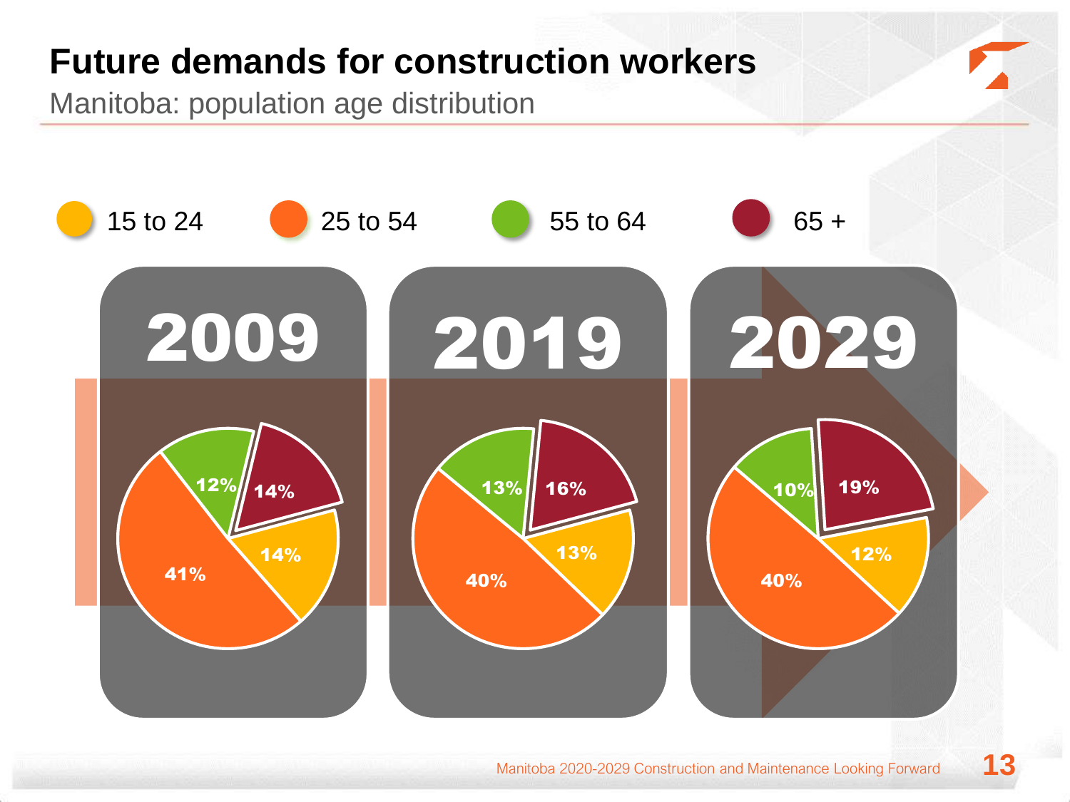# Future demands for construction workers

Manitoba: population age distribution

| Age group | 2009 | 2019 | 2029 |
|---|---|---|---|
| 15 to 24 | 14% | 13% | 12% |
| 25 to 54 | 41% | 40% | 40% |
| 55 to 64 | 12% | 13% | 10% |
| 65 + | 14% | 16% | 19% |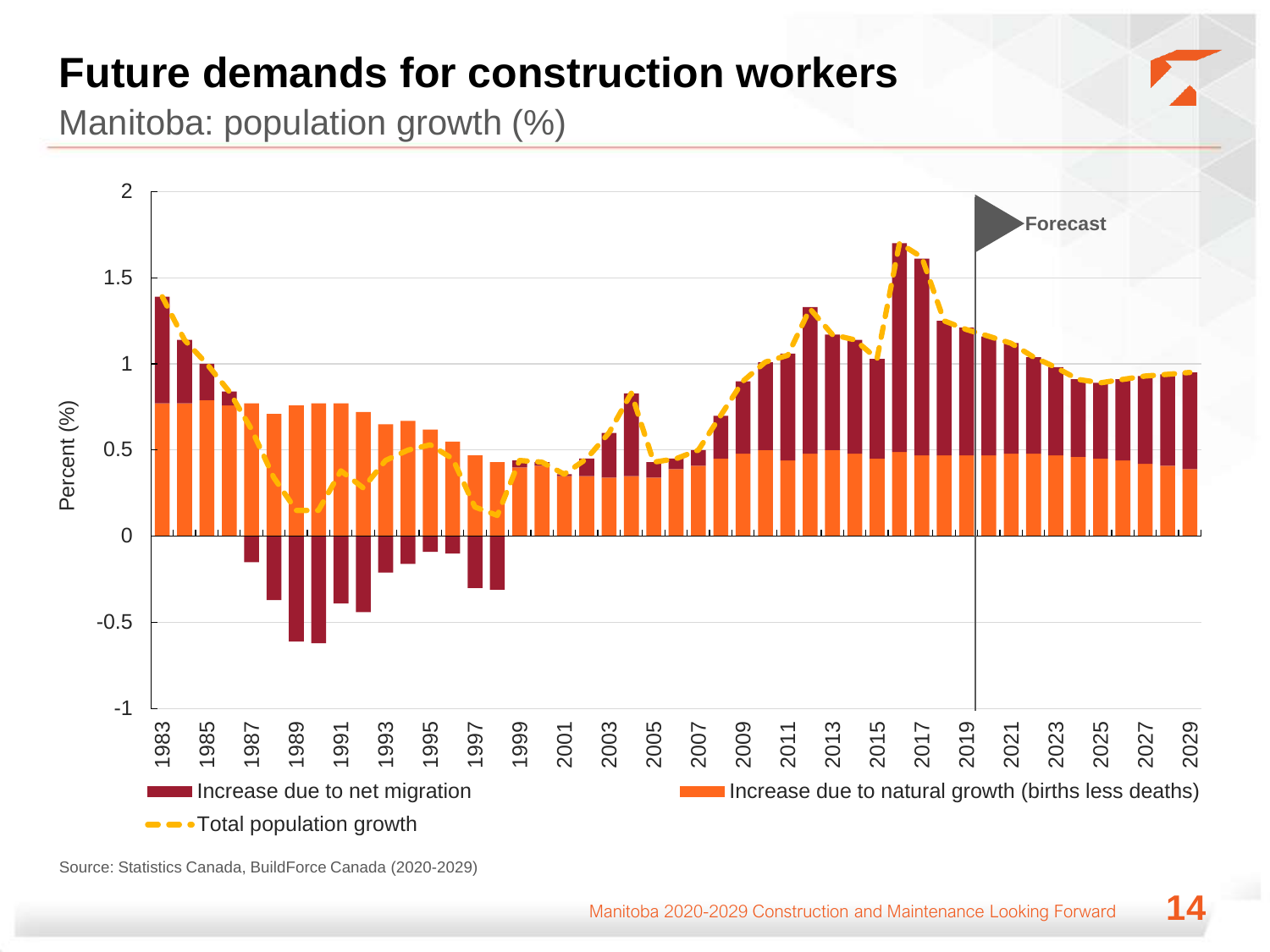# Future demands for construction workers

Manitoba: population growth (%)

2
1.5
1
0.5
0
-0.5
-1

Percent (%)

Forecast

1983 1985 1987 1989 1991 1993 1995 1997 1999 2001 2003 2005 2007 2009 2011 2013 2015 2017 2019 2021 2023 2025 2027 2029

Increase due to net migration

Increase due to natural growth (births less deaths)

Total population growth

Source: Statistics Canada, BuildForce Canada (2020-2029)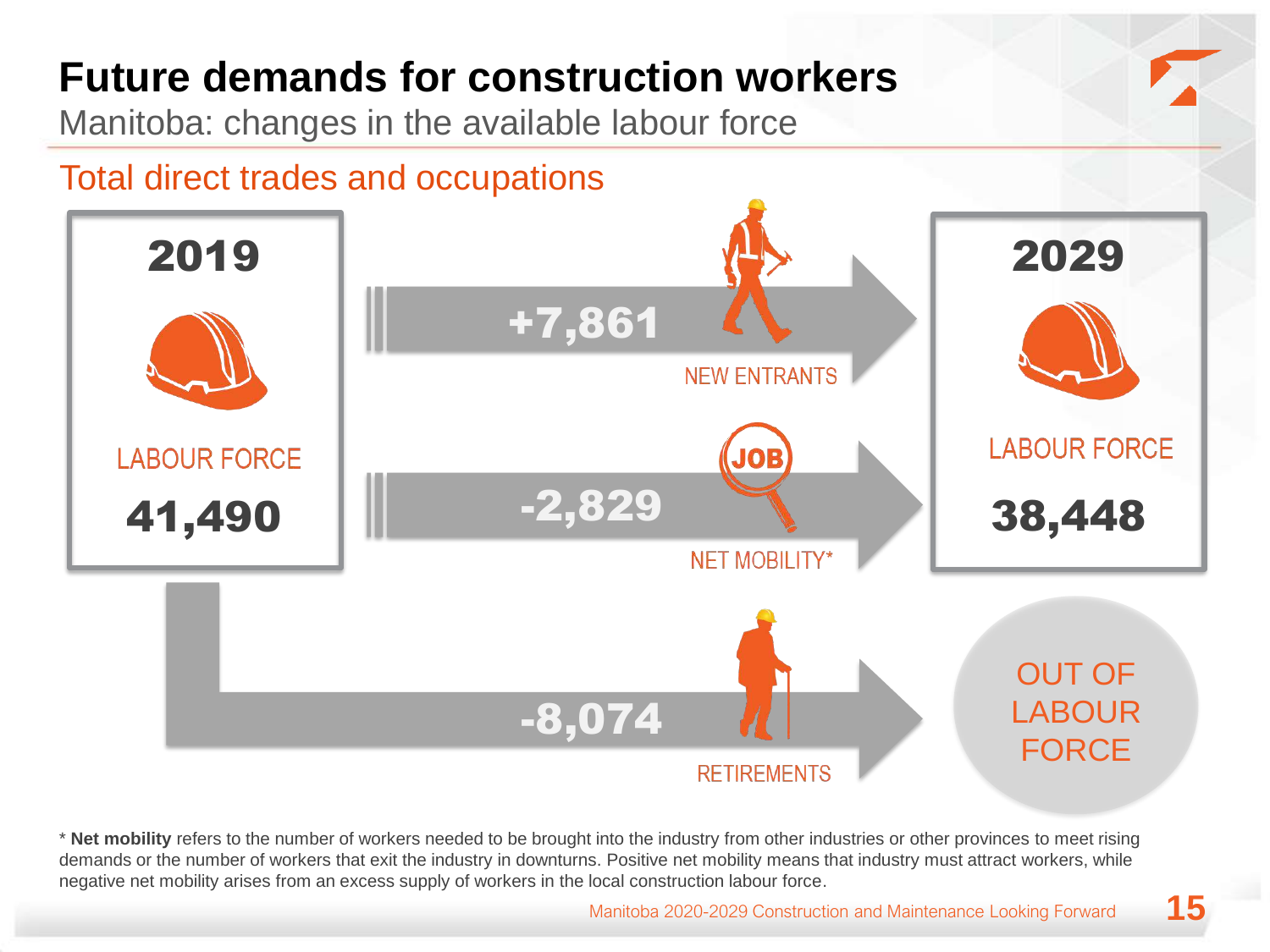# Future demands for construction workers

Manitoba: changes in the available labour force

## Total direct trades and occupations

2019

LABOUR FORCE

41,490

+7,861

NEW ENTRANTS

-2,829

NET MOBILITY*

-8,074

RETIREMENTS

2029

LABOUR FORCE

38,448

OUT OF LABOUR FORCE

* **Net mobility** refers to the number of workers needed to be brought into the industry from other industries or other provinces to meet rising demands or the number of workers that exit the industry in downturns. Positive net mobility means that industry must attract workers, while negative net mobility arises from an excess supply of workers in the local construction labour force.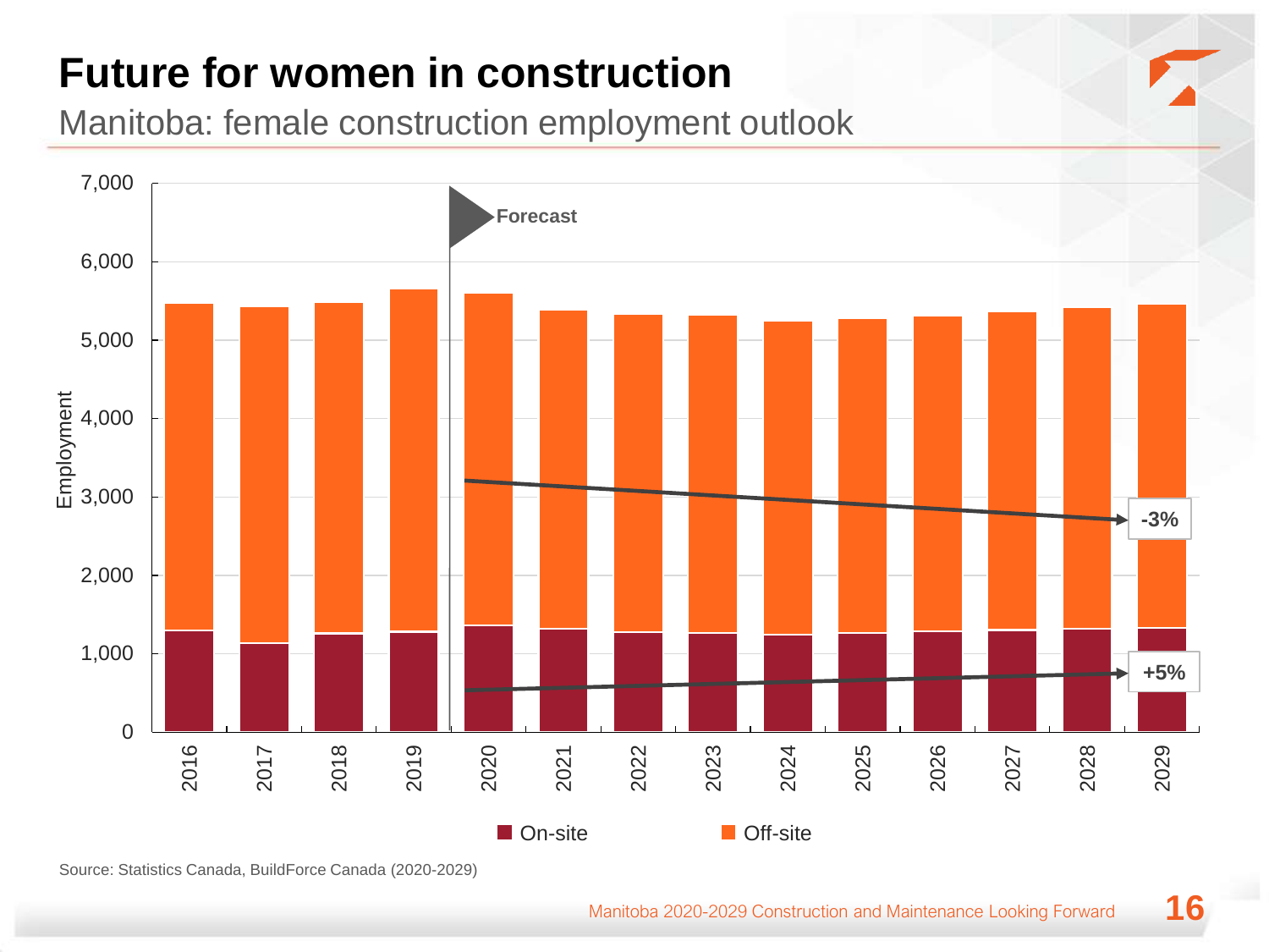# Future for women in construction

## Manitoba: female construction employment outlook

Employment

7,000
6,000
5,000
4,000
3,000
2,000
1,000
0

Forecast

-3%

+5%

2016 2017 2018 2019 2020 2021 2022 2023 2024 2025 2026 2027 2028 2029

On-site Off-site

Source: Statistics Canada, BuildForce Canada (2020-2029)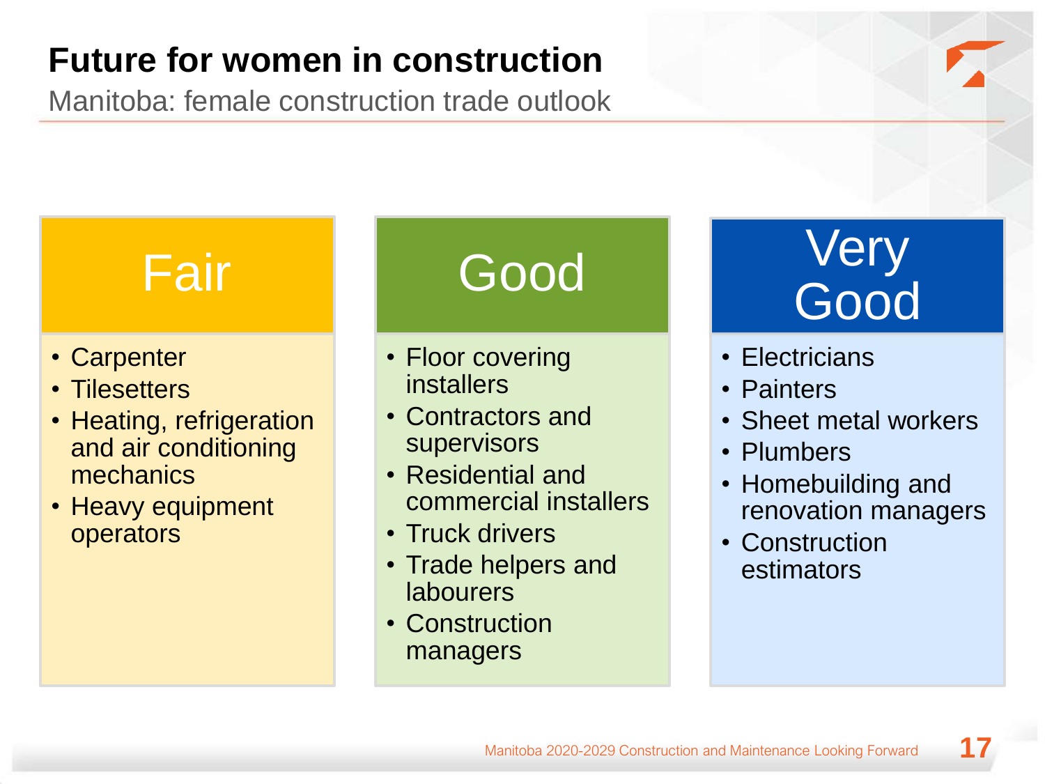# Future for women in construction

Manitoba: female construction trade outlook

## Fair

- Carpenter
- Tilesetters
- Heating, refrigeration and air conditioning mechanics
- Heavy equipment operators

## Good

- Floor covering installers
- Contractors and supervisors
- Residential and commercial installers
- Truck drivers
- Trade helpers and labourers
- Construction managers

## Very Good

- Electricians
- Painters
- Sheet metal workers
- Plumbers
- Homebuilding and renovation managers
- Construction estimators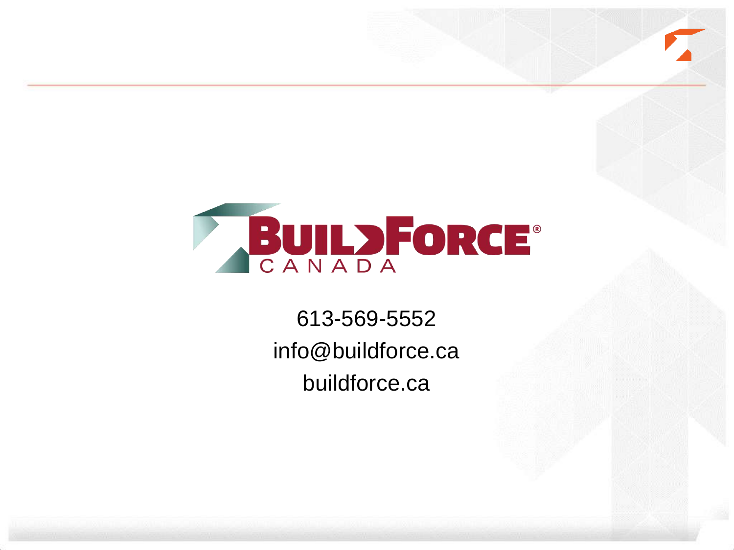BUILDFORCE CANADA

613-569-5552

info@buildforce.ca

buildforce.ca